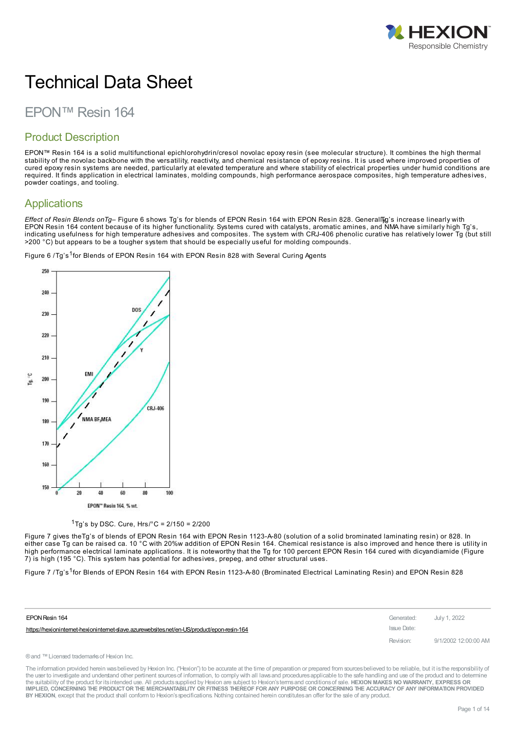# Technical Data Sheet

## EPON™ Resin 164

## Product Description

EPON™ Resin 164 is a solid multifunctional epichlorohydrin/cresol novolac epoxy resin (see molecular structure). It combines the high thermal stability of the novolac backbone with the versatility, reactivity, and chemical resistance of epoxy resins. It is used where improved properties of cured epoxy resin systems are needed, particularly at elevated temperature and where stability of electrical properties under humid conditions are required. It finds application in electrical laminates, molding compounds, high performance aerospace composites, high temperature adhesives, powder coatings, and tooling.

## Applications

*Effect of Resin Blends onTg*– Figure 6 shows Tg's for blends of EPON Resin 164 with EPON Resin 828. GenerallyTg's increase linearly with EPON Resin 164 content because of its higher functionality. Systems cured with catalysts, aromatic amines, and NMA have similarly high Tg's, indicating usefulness for high temperature adhesives and composites. The system with CRJ-406 phenolic curative has relatively lower Tg (but still >200 °C) but appears to be a tougher system that should be especially useful for molding compounds.

Figure 6 /Tg's[1]for Blends of EPON Resin 164 with EPON Resin 828 with Several Curing Agents

[1]Tg's by DSC. Cure, Hrs/°C = 2/150 = 2/200

Figure 7 gives theTg's of blends of EPON Resin 164 with EPON Resin 1123-A-80 (solution of a solid brominated laminating resin) or 828. In either case Tg can be raised ca. 10 °C with 20%w addition of EPON Resin 164. Chemical resistance is also improved and hence there is utility in high performance electrical laminate applications. It is noteworthy that the Tg for 100 percent EPON Resin 164 cured with dicyandiamide (Figure 7) is high (195 °C). This system has potential for adhesives, prepeg, and other structural uses.

Figure 7 /Tg's[1]for Blends of EPON Resin 164 with EPON Resin 1123-A-80 (Brominated Electrical Laminating Resin) and EPON Resin 828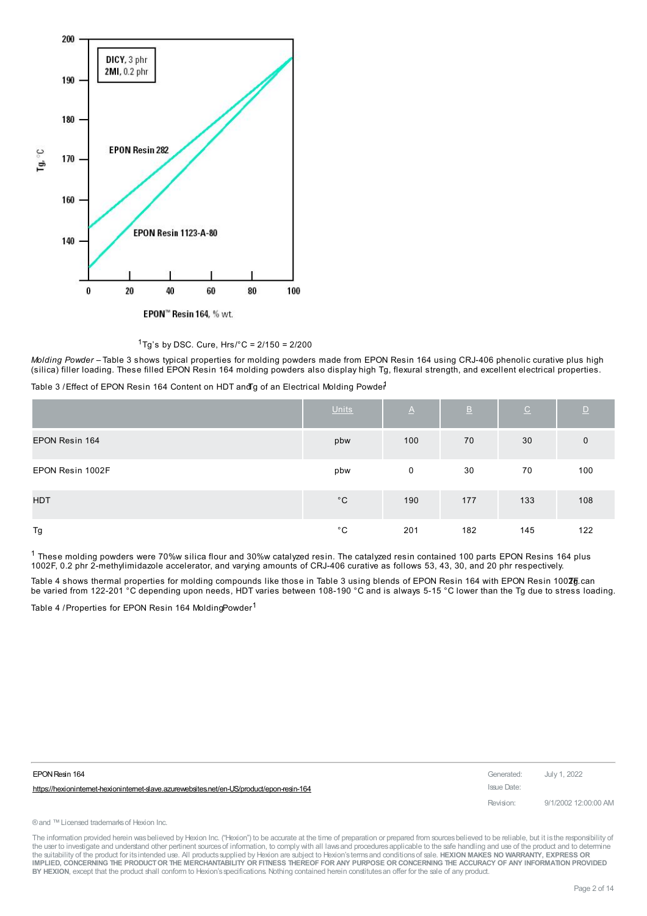[1]Tg's by DSC. Cure, Hrs/°C = 2/150 = 2/200

*Molding Powder* – Table 3 shows typical properties for molding powders made from EPON Resin 164 using CRJ-406 phenolic curative plus high (silica) filler loading. These filled EPON Resin 164 molding powders also display high Tg, flexural strength, and excellent electrical properties.

Table 3 / Effect of EPON Resin 164 Content on HDT and Tg of an Electrical Molding Powder[1]

| | Units | A | B | C | D |
|---|---|---|---|---|---|
| EPON Resin 164 | pbw | 100 | 70 | 30 | 0 |
| EPON Resin 1002F | pbw | 0 | 30 | 70 | 100 |
| HDT | °C | 190 | 177 | 133 | 108 |
| Tg | °C | 201 | 182 | 145 | 122 |

[1] These molding powders were 70%w silica flour and 30%w catalyzed resin. The catalyzed resin contained 100 parts EPON Resins 164 plus 1002F, 0.2 phr 2-methylimidazole accelerator, and varying amounts of CRJ-406 curative as follows 53, 43, 30, and 20 phr respectively.

Table 4 shows thermal properties for molding compounds like those in Table 3 using blends of EPON Resin 164 with EPON Resin 1002F. Tg can be varied from 122-201 °C depending upon needs, HDT varies between 108-190 °C and is always 5-15 °C lower than the Tg due to stress loading.

Table 4 / Properties for EPON Resin 164 Molding Powder[1]

EPON Resin 164

https://hexioninternet-hexioninternet-slave.azurewebsites.net/en-US/product/epon-resin-164

Generated: July 1, 2022

Issue Date:

Revision: 9/1/2002 12:00:00 AM

® and ™ Licensed trademarks of Hexion Inc.

The information provided herein was believed by Hexion Inc. ("Hexion") to be accurate at the time of preparation or prepared from sources believed to be reliable, but it is the responsibility of the user to investigate and understand other pertinent sources of information, to comply with all laws and procedures applicable to the safe handling and use of the product and to determine the suitability of the product for its intended use. All products supplied by Hexion are subject to Hexion's terms and conditions of sale. **HEXION MAKES NO WARRANTY, EXPRESS OR IMPLIED, CONCERNING THE PRODUCT OR THE MERCHANTABILITY OR FITNESS THEREOF FOR ANY PURPOSE OR CONCERNING THE ACCURACY OF ANY INFORMATION PROVIDED BY HEXION**, except that the product shall conform to Hexion's specifications. Nothing contained herein constitutes an offer for the sale of any product.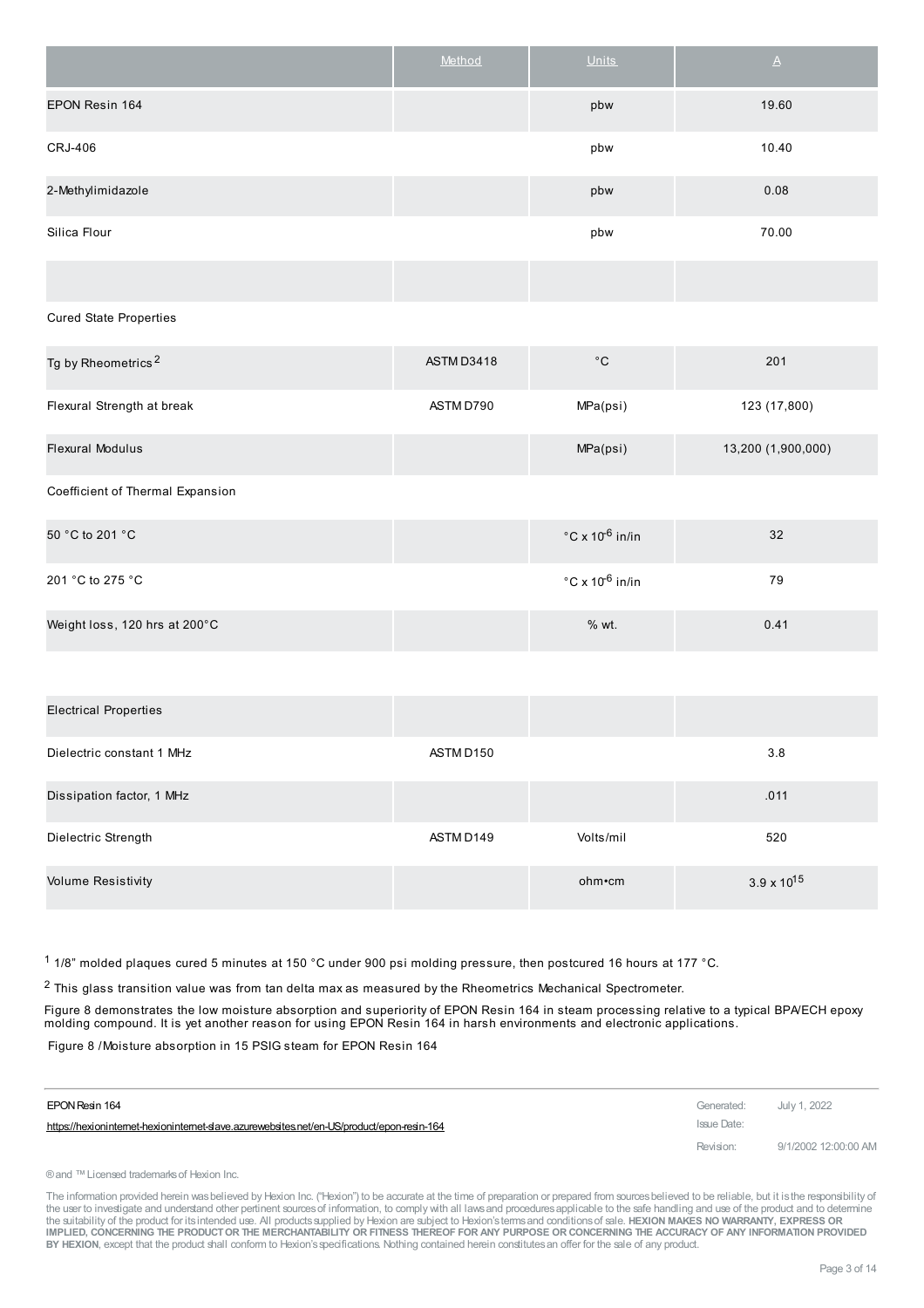| | Method | Units | A |
|---|---|---|---|
| EPON Resin 164 | | pbw | 19.60 |
| CRJ-406 | | pbw | 10.40 |
| 2-Methylimidazole | | pbw | 0.08 |
| Silica Flour | | pbw | 70.00 |
| | | | |
| Cured State Properties | | | |
| Tg by Rheometrics [2] | ASTM D3418 | °C | 201 |
| Flexural Strength at break | ASTM D790 | MPa(psi) | 123 (17,800) |
| Flexural Modulus | | MPa(psi) | 13,200 (1,900,000) |
| Coefficient of Thermal Expansion | | | |
| 50 °C to 201 °C | | °C x $10^{-6}$ in/in | 32 |
| 201 °C to 275 °C | | °C x $10^{-6}$ in/in | 79 |
| Weight loss, 120 hrs at 200°C | | % wt. | 0.41 |

| | | | |
|---|---|---|---|
| Electrical Properties | | | |
| Dielectric constant 1 MHz | ASTM D150 | | 3.8 |
| Dissipation factor, 1 MHz | | | .011 |
| Dielectric Strength | ASTM D149 | Volts/mil | 520 |
| Volume Resistivity | | ohm•cm | $3.9 \times 10^{15}$ |

[1] 1/8" molded plaques cured 5 minutes at 150 °C under 900 psi molding pressure, then postcured 16 hours at 177 °C.

[2] This glass transition value was from tan delta max as measured by the Rheometrics Mechanical Spectrometer.

Figure 8 demonstrates the low moisture absorption and superiority of EPON Resin 164 in steam processing relative to a typical BPA/ECH epoxy molding compound. It is yet another reason for using EPON Resin 164 in harsh environments and electronic applications.

Figure 8 / Moisture absorption in 15 PSIG steam for EPON Resin 164

EPON Resin 164

https://hexioninternet-hexioninternet-slave.azurewebsites.net/en-US/product/epon-resin-164

Generated: July 1, 2022

Issue Date:

Revision: 9/1/2002 12:00:00 AM

® and ™ Licensed trademarks of Hexion Inc.

The information provided herein was believed by Hexion Inc. ("Hexion") to be accurate at the time of preparation or prepared from sources believed to be reliable, but it is the responsibility of the user to investigate and understand other pertinent sources of information, to comply with all laws and procedures applicable to the safe handling and use of the product and to determine the suitability of the product for its intended use. All products supplied by Hexion are subject to Hexion's terms and conditions of sale. **HEXION MAKES NO WARRANTY, EXPRESS OR IMPLIED, CONCERNING THE PRODUCT OR THE MERCHANTABILITY OR FITNESS THEREOF FOR ANY PURPOSE OR CONCERNING THE ACCURACY OF ANY INFORMATION PROVIDED BY HEXION**, except that the product shall conform to Hexion's specifications. Nothing contained herein constitutes an offer for the sale of any product.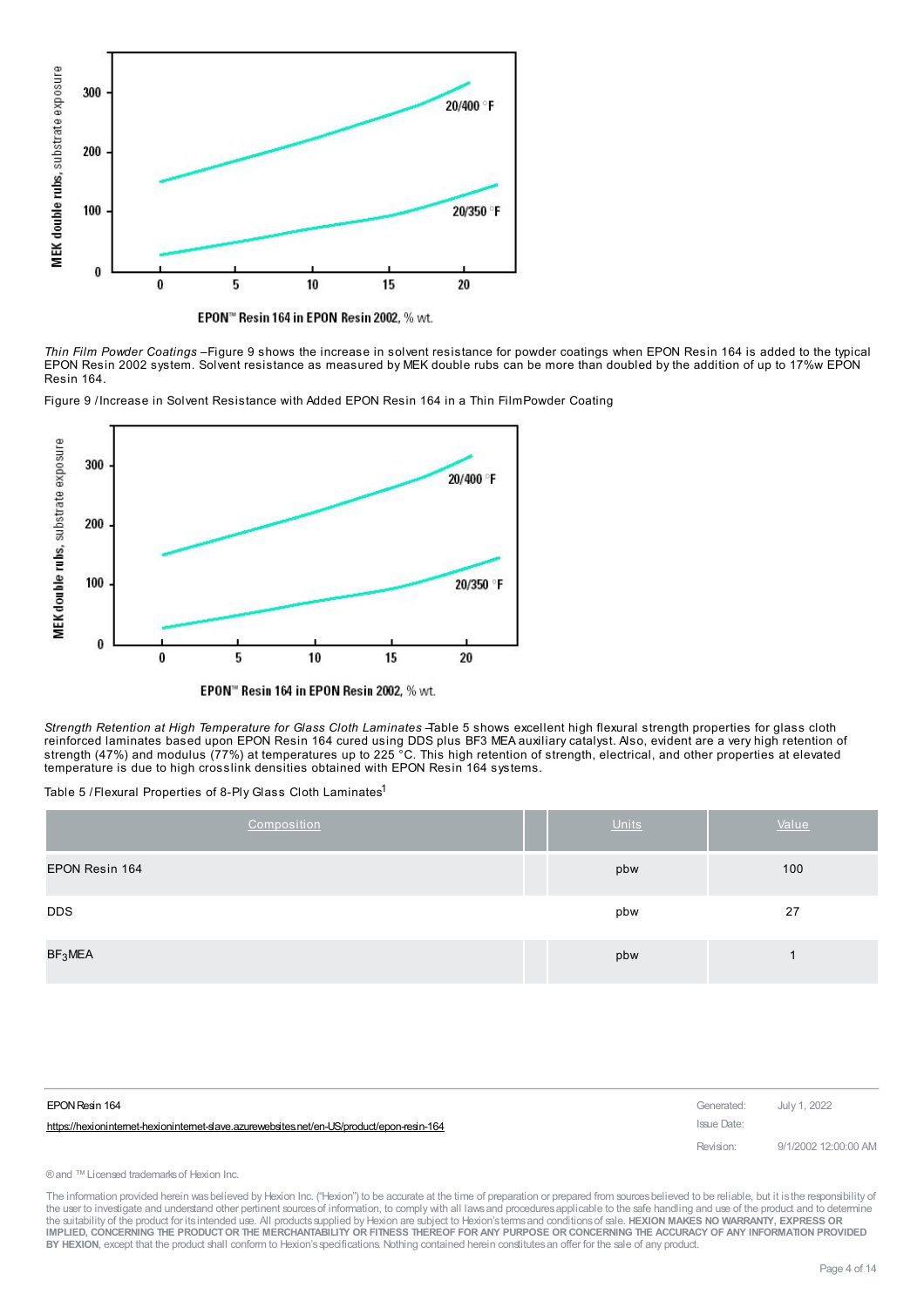*Thin Film Powder Coatings* –Figure 9 shows the increase in solvent resistance for powder coatings when EPON Resin 164 is added to the typical EPON Resin 2002 system. Solvent resistance as measured by MEK double rubs can be more than doubled by the addition of up to 17%w EPON Resin 164.

Figure 9 / Increase in Solvent Resistance with Added EPON Resin 164 in a Thin Film Powder Coating

*Strength Retention at High Temperature for Glass Cloth Laminates* –Table 5 shows excellent high flexural strength properties for glass cloth reinforced laminates based upon EPON Resin 164 cured using DDS plus BF3 MEA auxiliary catalyst. Also, evident are a very high retention of strength (47%) and modulus (77%) at temperatures up to 225 °C. This high retention of strength, electrical, and other properties at elevated temperature is due to high crosslink densities obtained with EPON Resin 164 systems.

Table 5 / Flexural Properties of 8-Ply Glass Cloth Laminates[1]

| Composition | | Units | Value |
|---|---|---|---|
| EPON Resin 164 | | pbw | 100 |
| DDS | | pbw | 27 |
| $BF_3$MEA | | pbw | 1 |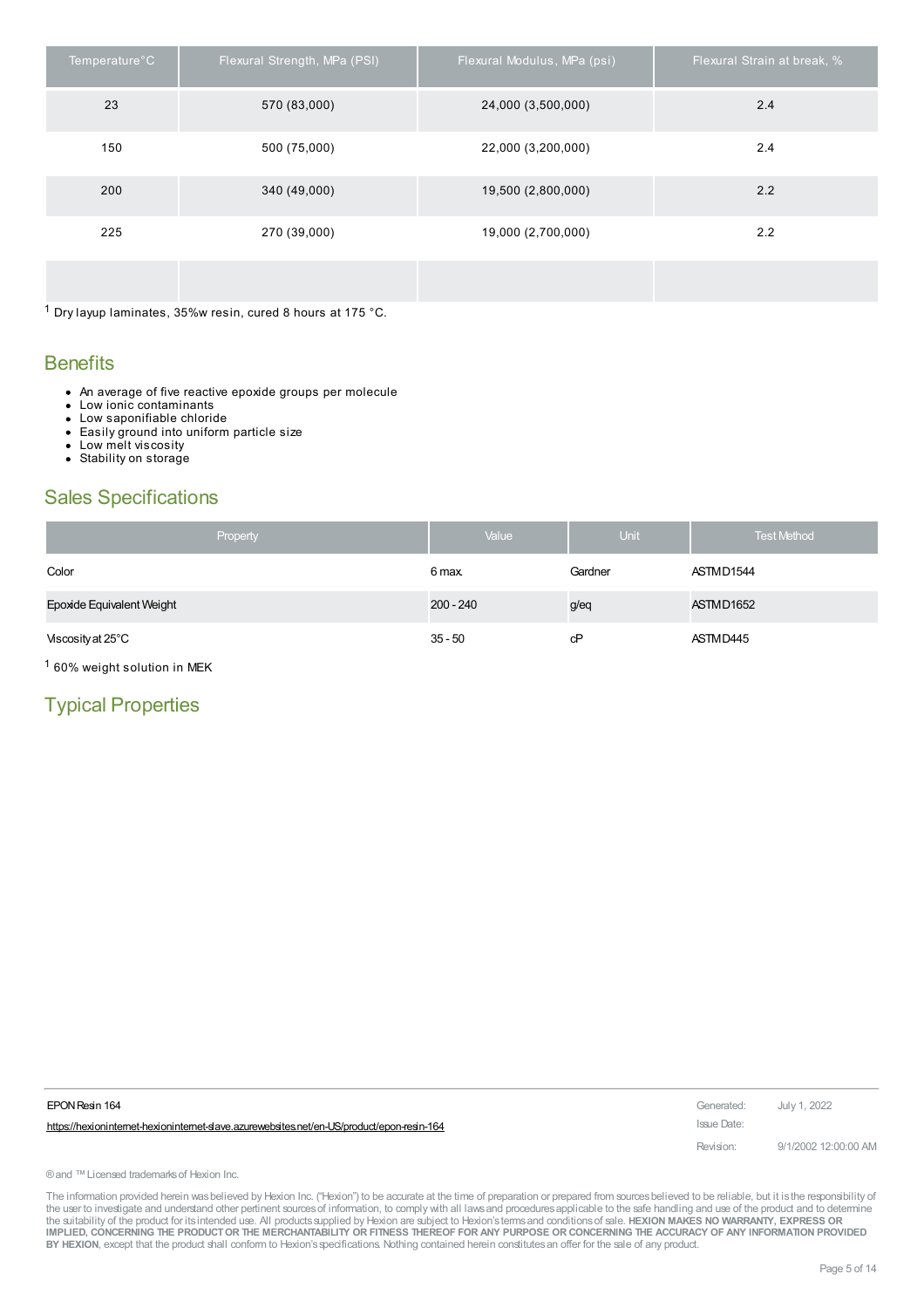| Temperature°C | Flexural Strength, MPa (PSI) | Flexural Modulus, MPa (psi) | Flexural Strain at break, % |
| --- | --- | --- | --- |
| 23 | 570 (83,000) | 24,000 (3,500,000) | 2.4 |
| 150 | 500 (75,000) | 22,000 (3,200,000) | 2.4 |
| 200 | 340 (49,000) | 19,500 (2,800,000) | 2.2 |
| 225 | 270 (39,000) | 19,000 (2,700,000) | 2.2 |
| | | | |

[1] Dry layup laminates, 35%w resin, cured 8 hours at 175 °C.

## Benefits

- An average of five reactive epoxide groups per molecule
- Low ionic contaminants
- Low saponifiable chloride
- Easily ground into uniform particle size
- Low melt viscosity
- Stability on storage

## Sales Specifications

| Property | Value | Unit | Test Method |
| --- | --- | --- | --- |
| Color | 6 max. | Gardner | ASTM D1544 |
| Epoxide Equivalent Weight | 200 - 240 | g/eq | ASTM D1652 |
| Viscosity at 25°C | 35 - 50 | cP | ASTM D445 |

[1] 60% weight solution in MEK

## Typical Properties

EPON Resin 164

https://hexioninternet-hexioninternet-slave.azurewebsites.net/en-US/product/epon-resin-164

Generated: July 1, 2022
Issue Date:
Revision: 9/1/2002 12:00:00 AM

® and ™ Licensed trademarks of Hexion Inc.

The information provided herein was believed by Hexion Inc. ("Hexion") to be accurate at the time of preparation or prepared from sources believed to be reliable, but it is the responsibility of the user to investigate and understand other pertinent sources of information, to comply with all laws and procedures applicable to the safe handling and use of the product and to determine the suitability of the product for its intended use. All products supplied by Hexion are subject to Hexion's terms and conditions of sale. **HEXION MAKES NO WARRANTY, EXPRESS OR IMPLIED, CONCERNING THE PRODUCT OR THE MERCHANTABILITY OR FITNESS THEREOF FOR ANY PURPOSE OR CONCERNING THE ACCURACY OF ANY INFORMATION PROVIDED BY HEXION**, except that the product shall conform to Hexion's specifications. Nothing contained herein constitutes an offer for the sale of any product.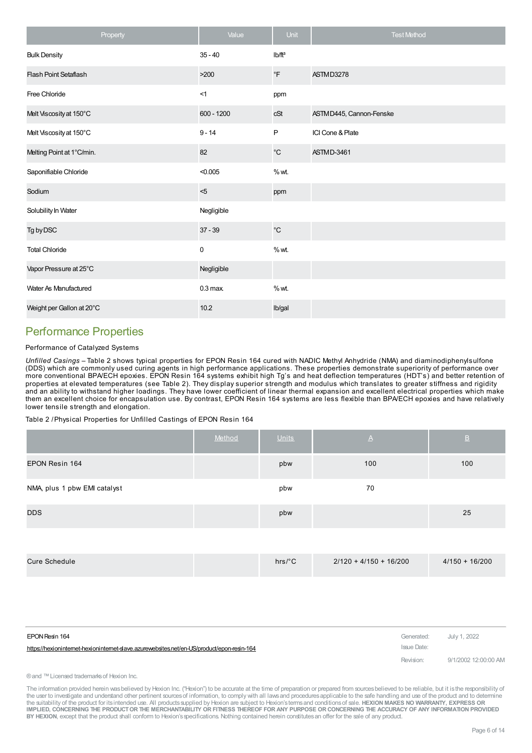| Property | Value | Unit | Test Method |
|---|---|---|---|
| Bulk Density | 35 - 40 | lb/ft³ | |
| Flash Point Setaflash | >200 | °F | ASTM D3278 |
| Free Chloride | <1 | ppm | |
| Melt Viscosity at 150°C | 600 - 1200 | cSt | ASTM D445, Cannon-Fenske |
| Melt Viscosity at 150°C | 9 - 14 | P | ICI Cone & Plate |
| Melting Point at 1°C/min. | 82 | °C | ASTM D-3461 |
| Saponifiable Chloride | <0.005 | % wt. | |
| Sodium | <5 | ppm | |
| Solubility In Water | Negligible | | |
| Tg by DSC | 37 - 39 | °C | |
| Total Chloride | 0 | % wt. | |
| Vapor Pressure at 25°C | Negligible | | |
| Water As Manufactured | 0.3 max. | % wt. | |
| Weight per Gallon at 20°C | 10.2 | lb/gal | |

## Performance Properties

Performance of Catalyzed Systems

*Unfilled Casings* – Table 2 shows typical properties for EPON Resin 164 cured with NADIC Methyl Anhydride (NMA) and diaminodiphenylsulfone (DDS) which are commonly used curing agents in high performance applications. These properties demonstrate superiority of performance over more conventional BPA/ECH epoxies. EPON Resin 164 systems exhibit high Tg's and heat deflection temperatures (HDT's) and better retention of properties at elevated temperatures (see Table 2). They display superior strength and modulus which translates to greater stiffness and rigidity and an ability to withstand higher loadings. They have lower coefficient of linear thermal expansion and excellent electrical properties which make them an excellent choice for encapsulation use. By contrast, EPON Resin 164 systems are less flexible than BPA/ECH epoxies and have relatively lower tensile strength and elongation.

Table 2 / Physical Properties for Unfilled Castings of EPON Resin 164

| | Method | Units | A | B |
|---|---|---|---|---|
| EPON Resin 164 | | pbw | 100 | 100 |
| NMA, plus 1 pbw EMI catalyst | | pbw | 70 | |
| DDS | | pbw | | 25 |
| | | | | |
| Cure Schedule | | hrs/°C | 2/120 + 4/150 + 16/200 | 4/150 + 16/200 |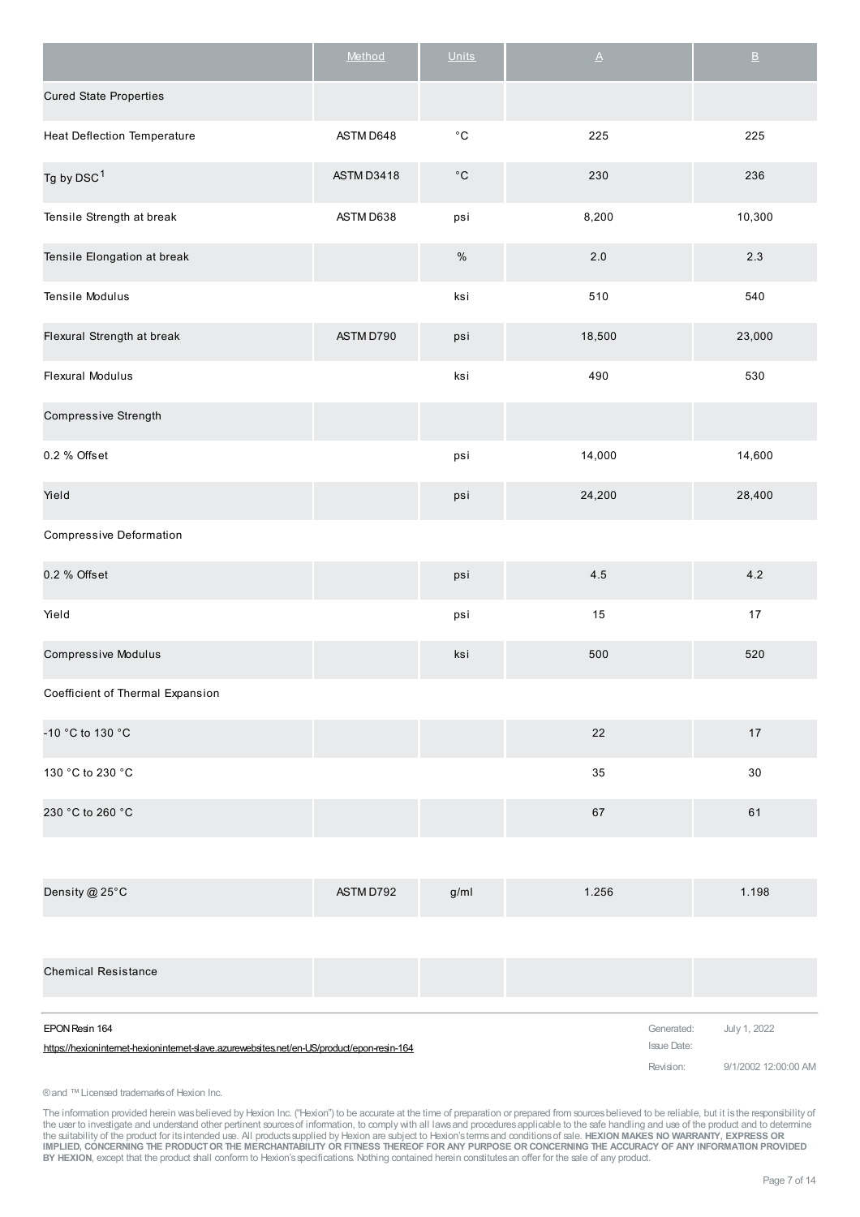| | Method | Units | A | B |
|---|---|---|---|---|
| Cured State Properties | | | | |
| Heat Deflection Temperature | ASTM D648 | °C | 225 | 225 |
| Tg by DSC[1] | ASTM D3418 | °C | 230 | 236 |
| Tensile Strength at break | ASTM D638 | psi | 8,200 | 10,300 |
| Tensile Elongation at break | | % | 2.0 | 2.3 |
| Tensile Modulus | | ksi | 510 | 540 |
| Flexural Strength at break | ASTM D790 | psi | 18,500 | 23,000 |
| Flexural Modulus | | ksi | 490 | 530 |
| Compressive Strength | | | | |
| 0.2 % Offset | | psi | 14,000 | 14,600 |
| Yield | | psi | 24,200 | 28,400 |
| Compressive Deformation | | | | |
| 0.2 % Offset | | psi | 4.5 | 4.2 |
| Yield | | psi | 15 | 17 |
| Compressive Modulus | | ksi | 500 | 520 |
| Coefficient of Thermal Expansion | | | | |
| -10 °C to 130 °C | | | 22 | 17 |
| 130 °C to 230 °C | | | 35 | 30 |
| 230 °C to 260 °C | | | 67 | 61 |
| Density @ 25°C | ASTM D792 | g/ml | 1.256 | 1.198 |
| Chemical Resistance | | | | |

EPON Resin 164

https://hexioninternet-hexioninternet-slave.azurewebsites.net/en-US/product/epon-resin-164

Generated: July 1, 2022

Issue Date:

Revision: 9/1/2002 12:00:00 AM

® and ™ Licensed trademarks of Hexion Inc.

The information provided herein was believed by Hexion Inc. ("Hexion") to be accurate at the time of preparation or prepared from sources believed to be reliable, but it is the responsibility of the user to investigate and understand other pertinent sources of information, to comply with all laws and procedures applicable to the safe handling and use of the product and to determine the suitability of the product for its intended use. All products supplied by Hexion are subject to Hexion's terms and conditions of sale. **HEXION MAKES NO WARRANTY, EXPRESS OR IMPLIED, CONCERNING THE PRODUCT OR THE MERCHANTABILITY OR FITNESS THEREOF FOR ANY PURPOSE OR CONCERNING THE ACCURACY OF ANY INFORMATION PROVIDED BY HEXION**, except that the product shall conform to Hexion's specifications. Nothing contained herein constitutes an offer for the sale of any product.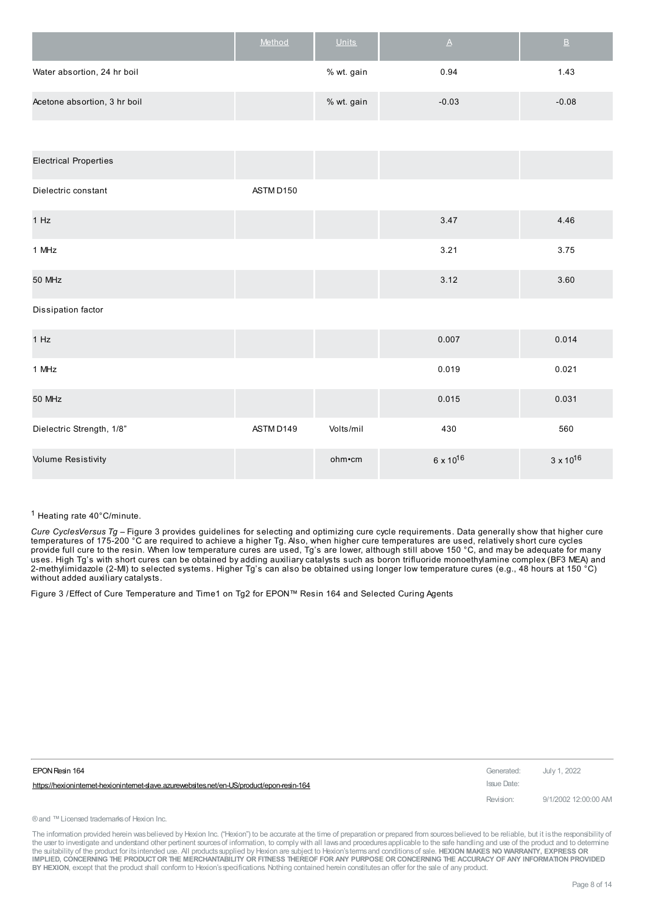| | Method | Units | A | B |
|---|---|---|---|---|
| Water absorption, 24 hr boil | | % wt. gain | 0.94 | 1.43 |
| Acetone absorption, 3 hr boil | | % wt. gain | -0.03 | -0.08 |

| | | | | |
|---|---|---|---|---|
| Electrical Properties | | | | |
| Dielectric constant | ASTM D150 | | | |
| 1 Hz | | | 3.47 | 4.46 |
| 1 MHz | | | 3.21 | 3.75 |
| 50 MHz | | | 3.12 | 3.60 |
| Dissipation factor | | | | |
| 1 Hz | | | 0.007 | 0.014 |
| 1 MHz | | | 0.019 | 0.021 |
| 50 MHz | | | 0.015 | 0.031 |
| Dielectric Strength, 1/8" | ASTM D149 | Volts/mil | 430 | 560 |
| Volume Resistivity | | ohm•cm | $6 \times 10^{16}$ | $3 \times 10^{16}$ |

[1] Heating rate 40°C/minute.

*Cure CyclesVersus Tg* – Figure 3 provides guidelines for selecting and optimizing cure cycle requirements. Data generally show that higher cure temperatures of 175-200 °C are required to achieve a higher Tg. Also, when higher cure temperatures are used, relatively short cure cycles provide full cure to the resin. When low temperature cures are used, Tg's are lower, although still above 150 °C, and may be adequate for many uses. High Tg's with short cures can be obtained by adding auxiliary catalysts such as boron trifluoride monoethylamine complex (BF3 MEA) and 2-methylimidazole (2-MI) to selected systems. Higher Tg's can also be obtained using longer low temperature cures (e.g., 48 hours at 150 °C) without added auxiliary catalysts.

Figure 3 / Effect of Cure Temperature and Time1 on Tg2 for EPON™ Resin 164 and Selected Curing Agents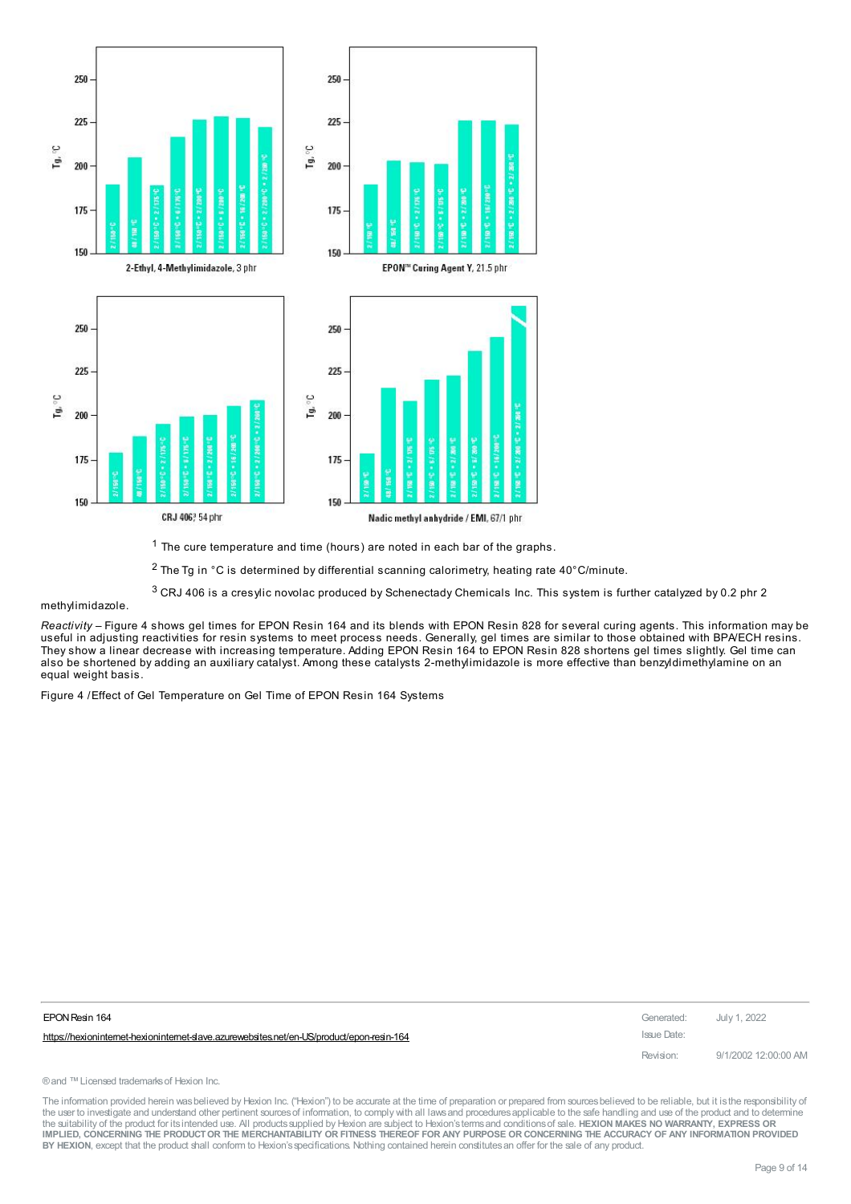2-Ethyl, 4-Methylimidazole, 3 phr

EPON™ Curing Agent Y, 21.5 phr

CRJ 406[3] 54 phr

Nadic methyl anhydride / EMI, 67/1 phr

[1] The cure temperature and time (hours) are noted in each bar of the graphs.

[2] The Tg in °C is determined by differential scanning calorimetry, heating rate 40°C/minute.

[3] CRJ 406 is a cresylic novolac produced by Schenectady Chemicals Inc. This system is further catalyzed by 0.2 phr 2 methylimidazole.

*Reactivity* – Figure 4 shows gel times for EPON Resin 164 and its blends with EPON Resin 828 for several curing agents. This information may be useful in adjusting reactivities for resin systems to meet process needs. Generally, gel times are similar to those obtained with BPA/ECH resins. They show a linear decrease with increasing temperature. Adding EPON Resin 164 to EPON Resin 828 shortens gel times slightly. Gel time can also be shortened by adding an auxiliary catalyst. Among these catalysts 2-methylimidazole is more effective than benzyldimethylamine on an equal weight basis.

Figure 4 / Effect of Gel Temperature on Gel Time of EPON Resin 164 Systems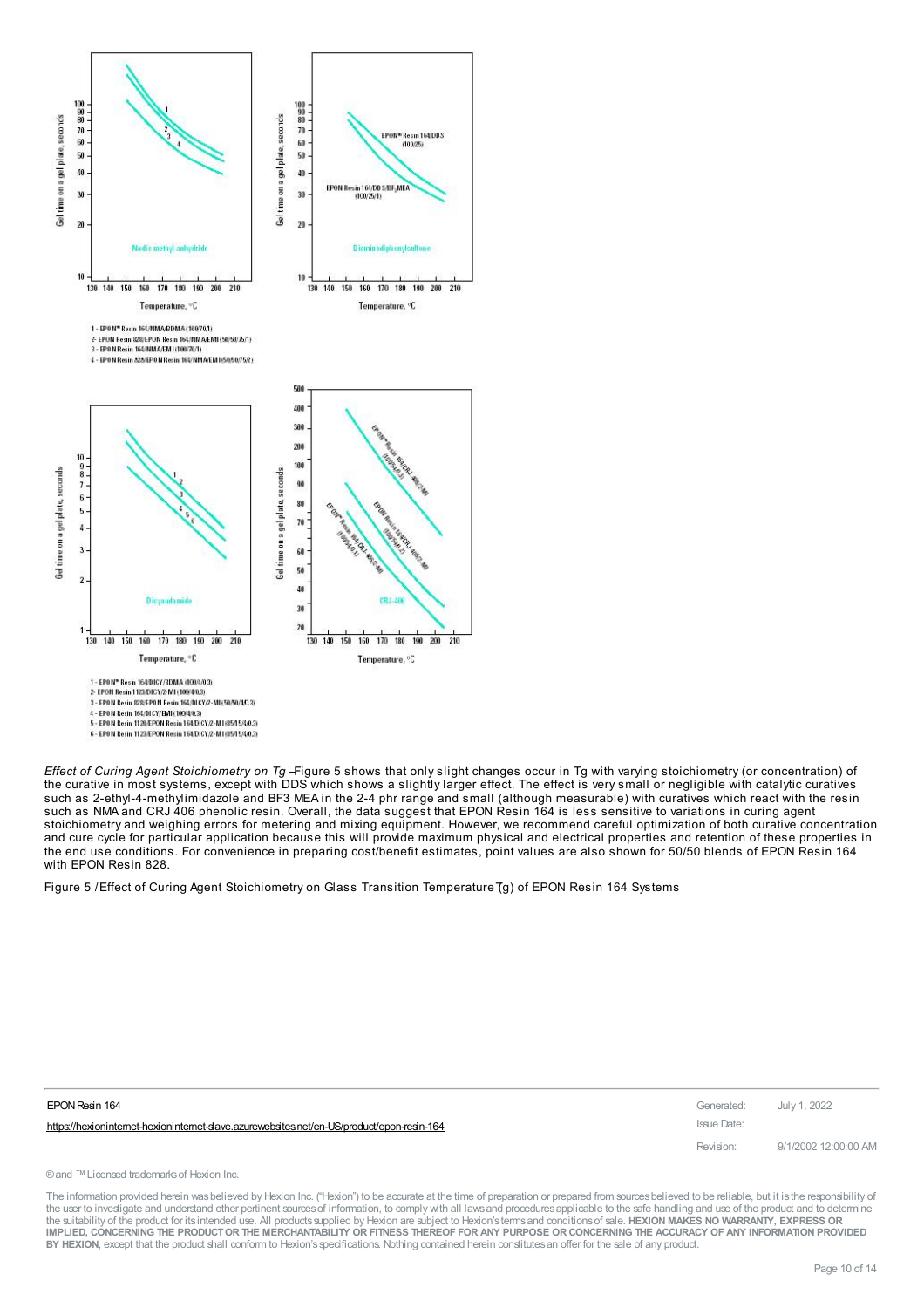1 - EPON™ Resin 164/NMA/BDMA (100/70/1)
2- EPON Resin 828/EPON Resin 164/NMA/EMI (50/50/75/1)
3 - EPON Resin 164/NMA/EMI (100/70/1)
4 - EPON Resin 828/EPON Resin 164/NMA/EMI (50/50/75/2)

1 - EPON™ Resin 164/DICY/BDMA (100/4/0.3)
2- EPON Resin 1123/DICY/2-MI (100/4/0.3)
3 - EPON Resin 828/EPON Resin 164/DICY/2-MI (50/50/4/0.3)
4 - EPON Resin 164/DICY/EMI (100/4/0.3)
5 - EPON Resin 1120/EPON Resin 164/DICY/2-MI (85/15/4/0.3)
6 - EPON Resin 1123/EPON Resin 164/DICY/2-MI (85/15/4/0.3)

*Effect of Curing Agent Stoichiometry on Tg* –Figure 5 shows that only slight changes occur in Tg with varying stoichiometry (or concentration) of the curative in most systems, except with DDS which shows a slightly larger effect. The effect is very small or negligible with catalytic curatives such as 2-ethyl-4-methylimidazole and BF3 MEA in the 2-4 phr range and small (although measurable) with curatives which react with the resin such as NMA and CRJ 406 phenolic resin. Overall, the data suggest that EPON Resin 164 is less sensitive to variations in curing agent stoichiometry and weighing errors for metering and mixing equipment. However, we recommend careful optimization of both curative concentration and cure cycle for particular application because this will provide maximum physical and electrical properties and retention of these properties in the end use conditions. For convenience in preparing cost/benefit estimates, point values are also shown for 50/50 blends of EPON Resin 164 with EPON Resin 828.

Figure 5 / Effect of Curing Agent Stoichiometry on Glass Transition Temperature (Tg) of EPON Resin 164 Systems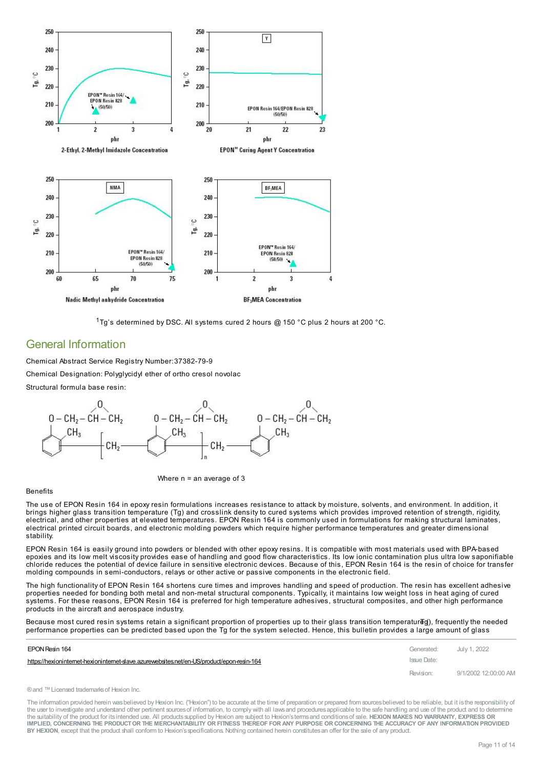[1]Tg's determined by DSC. All systems cured 2 hours @ 150 °C plus 2 hours at 200 °C.

## General Information

Chemical Abstract Service Registry Number: 37382-79-9

Chemical Designation: Polyglycidyl ether of ortho cresol novolac

Structural formula base resin:

Where n = an average of 3

Benefits

The use of EPON Resin 164 in epoxy resin formulations increases resistance to attack by moisture, solvents, and environment. In addition, it brings higher glass transition temperature (Tg) and crosslink density to cured systems which provides improved retention of strength, rigidity, electrical, and other properties at elevated temperatures. EPON Resin 164 is commonly used in formulations for making structural laminates, electrical printed circuit boards, and electronic molding powders which require higher performance temperatures and greater dimensional stability.

EPON Resin 164 is easily ground into powders or blended with other epoxy resins. It is compatible with most materials used with BPA-based epoxies and its low melt viscosity provides ease of handling and good flow characteristics. Its low ionic contamination plus ultra low saponifiable chloride reduces the potential of device failure in sensitive electronic devices. Because of this, EPON Resin 164 is the resin of choice for transfer molding compounds in semi-conductors, relays or other active or passive components in the electronic field.

The high functionality of EPON Resin 164 shortens cure times and improves handling and speed of production. The resin has excellent adhesive properties needed for bonding both metal and non-metal structural components. Typically, it maintains low weight loss in heat aging of cured systems. For these reasons, EPON Resin 164 is preferred for high temperature adhesives, structural composites, and other high performance products in the aircraft and aerospace industry.

Because most cured resin systems retain a significant proportion of properties up to their glass transition temperature (Tg), frequently the needed performance properties can be predicted based upon the Tg for the system selected. Hence, this bulletin provides a large amount of glass

® and ™ Licensed trademarks of Hexion Inc.

The information provided herein was believed by Hexion Inc. ("Hexion") to be accurate at the time of preparation or prepared from sources believed to be reliable, but it is the responsibility of the user to investigate and understand other pertinent sources of information, to comply with all laws and procedures applicable to the safe handling and use of the product and to determine the suitability of the product for its intended use. All products supplied by Hexion are subject to Hexion's terms and conditions of sale. **HEXION MAKES NO WARRANTY, EXPRESS OR IMPLIED, CONCERNING THE PRODUCT OR THE MERCHANTABILITY OR FITNESS THEREOF FOR ANY PURPOSE OR CONCERNING THE ACCURACY OF ANY INFORMATION PROVIDED BY HEXION**, except that the product shall conform to Hexion's specifications. Nothing contained herein constitutes an offer for the sale of any product.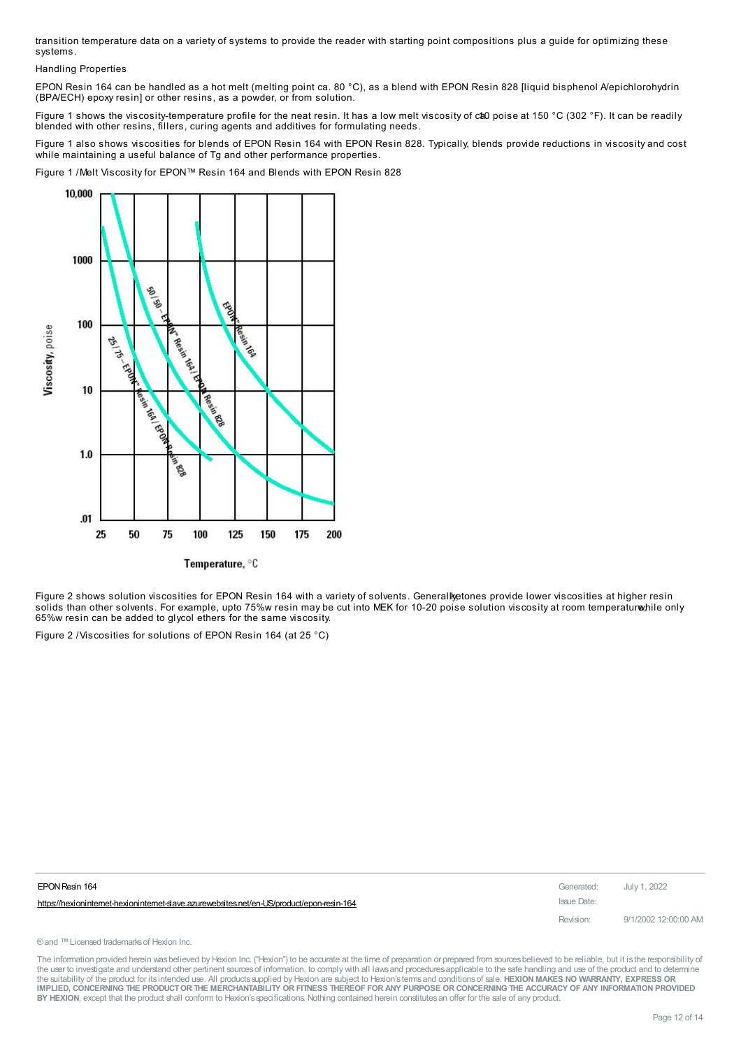transition temperature data on a variety of systems to provide the reader with starting point compositions plus a guide for optimizing these systems.

Handling Properties

EPON Resin 164 can be handled as a hot melt (melting point ca. 80 °C), as a blend with EPON Resin 828 [liquid bisphenol A/epichlorohydrin (BPA/ECH) epoxy resin] or other resins, as a powder, or from solution.

Figure 1 shows the viscosity-temperature profile for the neat resin. It has a low melt viscosity of ca10 poise at 150 °C (302 °F). It can be readily blended with other resins, fillers, curing agents and additives for formulating needs.

Figure 1 also shows viscosities for blends of EPON Resin 164 with EPON Resin 828. Typically, blends provide reductions in viscosity and cost while maintaining a useful balance of Tg and other performance properties.

Figure 1 / Melt Viscosity for EPON™ Resin 164 and Blends with EPON Resin 828

Figure 2 shows solution viscosities for EPON Resin 164 with a variety of solvents. Generally, ketones provide lower viscosities at higher resin solids than other solvents. For example, upto 75%w resin may be cut into MEK for 10-20 poise solution viscosity at room temperature, while only 65%w resin can be added to glycol ethers for the same viscosity.

Figure 2 / Viscosities for solutions of EPON Resin 164 (at 25 °C)

EPON Resin 164

https://hexioninternet-hexioninternet-slave.azurewebsites.net/en-US/product/epon-resin-164

Generated: July 1, 2022

Issue Date:

Revision: 9/1/2002 12:00:00 AM

® and ™ Licensed trademarks of Hexion Inc.

The information provided herein was believed by Hexion Inc. ("Hexion") to be accurate at the time of preparation or prepared from sources believed to be reliable, but it is the responsibility of the user to investigate and understand other pertinent sources of information, to comply with all laws and procedures applicable to the safe handling and use of the product and to determine the suitability of the product for its intended use. All products supplied by Hexion are subject to Hexion's terms and conditions of sale. **HEXION MAKES NO WARRANTY, EXPRESS OR IMPLIED, CONCERNING THE PRODUCT OR THE MERCHANTABILITY OR FITNESS THEREOF FOR ANY PURPOSE OR CONCERNING THE ACCURACY OF ANY INFORMATION PROVIDED BY HEXION**, except that the product shall conform to Hexion's specifications. Nothing contained herein constitutes an offer for the sale of any product.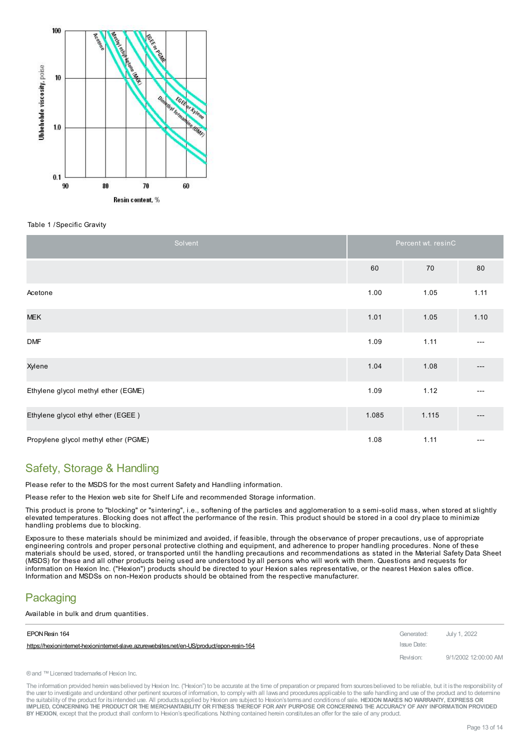Table 1 / Specific Gravity

| Solvent | Percent wt. resinC | | |
|---|---|---|---|
| | 60 | 70 | 80 |
| Acetone | 1.00 | 1.05 | 1.11 |
| MEK | 1.01 | 1.05 | 1.10 |
| DMF | 1.09 | 1.11 | --- |
| Xylene | 1.04 | 1.08 | --- |
| Ethylene glycol methyl ether (EGME) | 1.09 | 1.12 | --- |
| Ethylene glycol ethyl ether (EGEE ) | 1.085 | 1.115 | --- |
| Propylene glycol methyl ether (PGME) | 1.08 | 1.11 | --- |

## Safety, Storage & Handling

Please refer to the MSDS for the most current Safety and Handling information.

Please refer to the Hexion web site for Shelf Life and recommended Storage information.

This product is prone to "blocking" or "sintering", i.e., softening of the particles and agglomeration to a semi-solid mass, when stored at slightly elevated temperatures. Blocking does not affect the performance of the resin. This product should be stored in a cool dry place to minimize handling problems due to blocking.

Exposure to these materials should be minimized and avoided, if feasible, through the observance of proper precautions, use of appropriate engineering controls and proper personal protective clothing and equipment, and adherence to proper handling procedures. None of these materials should be used, stored, or transported until the handling precautions and recommendations as stated in the Material Safety Data Sheet (MSDS) for these and all other products being used are understood by all persons who will work with them. Questions and requests for information on Hexion Inc. ("Hexion") products should be directed to your Hexion sales representative, or the nearest Hexion sales office. Information and MSDSs on non-Hexion products should be obtained from the respective manufacturer.

## Packaging

Available in bulk and drum quantities.

EPON Resin 164

https://hexioninternet-hexioninternet-slave.azurewebsites.net/en-US/product/epon-resin-164

Generated: July 1, 2022

Issue Date:

Revision: 9/1/2002 12:00:00 AM

® and ™ Licensed trademarks of Hexion Inc.

The information provided herein was believed by Hexion Inc. ("Hexion") to be accurate at the time of preparation or prepared from sources believed to be reliable, but it is the responsibility of the user to investigate and understand other pertinent sources of information, to comply with all laws and procedures applicable to the safe handling and use of the product and to determine the suitability of the product for its intended use. All products supplied by Hexion are subject to Hexion's terms and conditions of sale. **HEXION MAKES NO WARRANTY, EXPRESS OR IMPLIED, CONCERNING THE PRODUCT OR THE MERCHANTABILITY OR FITNESS THEREOF FOR ANY PURPOSE OR CONCERNING THE ACCURACY OF ANY INFORMATION PROVIDED BY HEXION**, except that the product shall conform to Hexion's specifications. Nothing contained herein constitutes an offer for the sale of any product.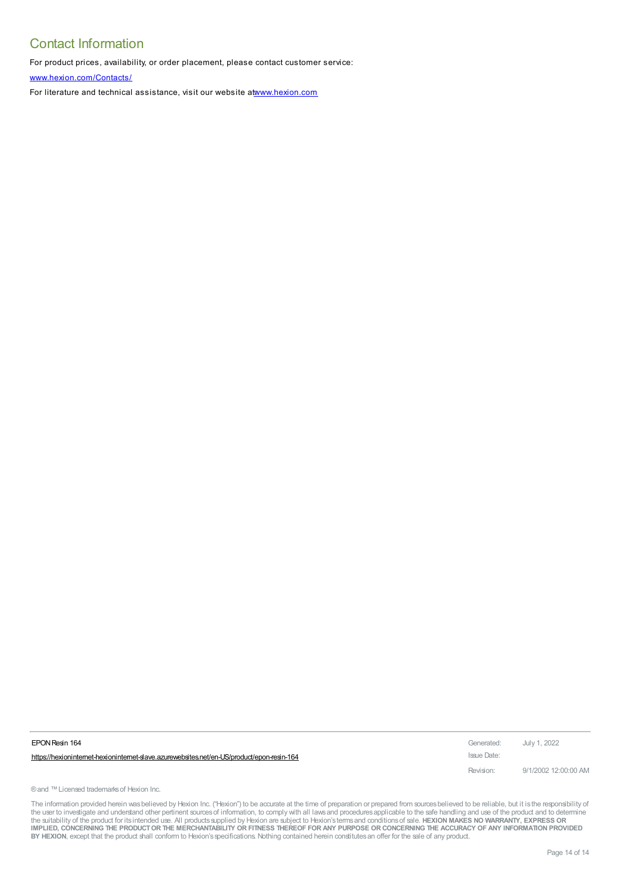## Contact Information

For product prices, availability, or order placement, please contact customer service:

www.hexion.com/Contacts/

For literature and technical assistance, visit our website atwww.hexion.com

® and ™ Licensed trademarks of Hexion Inc.

The information provided herein was believed by Hexion Inc. ("Hexion") to be accurate at the time of preparation or prepared from sources believed to be reliable, but it is the responsibility of the user to investigate and understand other pertinent sources of information, to comply with all laws and procedures applicable to the safe handling and use of the product and to determine the suitability of the product for its intended use. All products supplied by Hexion are subject to Hexion's terms and conditions of sale. **HEXION MAKES NO WARRANTY, EXPRESS OR IMPLIED, CONCERNING THE PRODUCT OR THE MERCHANTABILITY OR FITNESS THEREOF FOR ANY PURPOSE OR CONCERNING THE ACCURACY OF ANY INFORMATION PROVIDED BY HEXION**, except that the product shall conform to Hexion's specifications. Nothing contained herein constitutes an offer for the sale of any product.